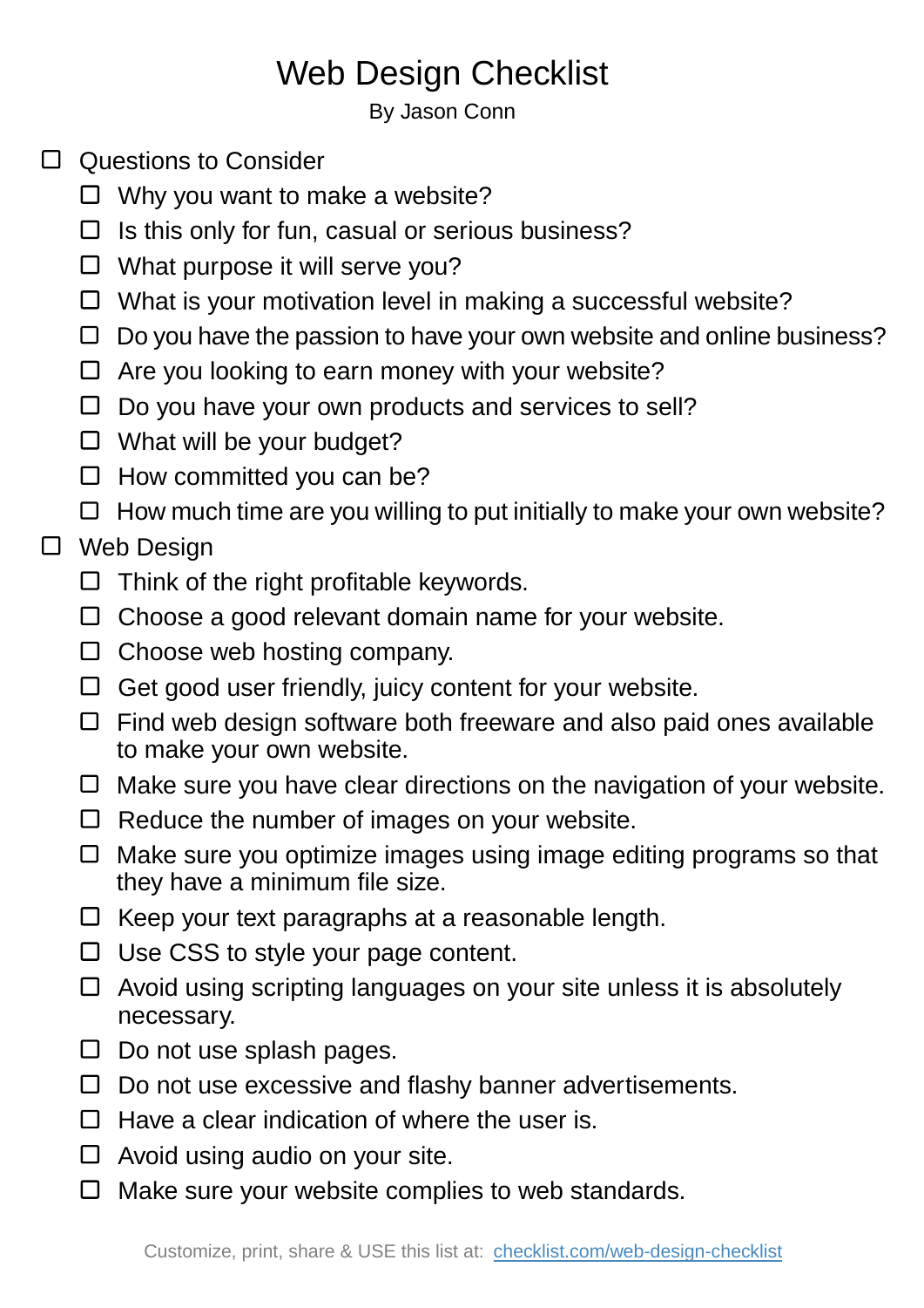# Web Design Checklist

By Jason Conn

- [ ] Questions to Consider
  - [ ] Why you want to make a website?
  - [ ] Is this only for fun, casual or serious business?
  - [ ] What purpose it will serve you?
  - [ ] What is your motivation level in making a successful website?
  - [ ] Do you have the passion to have your own website and online business?
  - [ ] Are you looking to earn money with your website?
  - [ ] Do you have your own products and services to sell?
  - [ ] What will be your budget?
  - [ ] How committed you can be?
  - [ ] How much time are you willing to put initially to make your own website?
- [ ] Web Design
  - [ ] Think of the right profitable keywords.
  - [ ] Choose a good relevant domain name for your website.
  - [ ] Choose web hosting company.
  - [ ] Get good user friendly, juicy content for your website.
  - [ ] Find web design software both freeware and also paid ones available to make your own website.
  - [ ] Make sure you have clear directions on the navigation of your website.
  - [ ] Reduce the number of images on your website.
  - [ ] Make sure you optimize images using image editing programs so that they have a minimum file size.
  - [ ] Keep your text paragraphs at a reasonable length.
  - [ ] Use CSS to style your page content.
  - [ ] Avoid using scripting languages on your site unless it is absolutely necessary.
  - [ ] Do not use splash pages.
  - [ ] Do not use excessive and flashy banner advertisements.
  - [ ] Have a clear indication of where the user is.
  - [ ] Avoid using audio on your site.
  - [ ] Make sure your website complies to web standards.

Customize, print, share & USE this list at: [checklist.com/web-design-checklist](https://checklist.com/web-design-checklist)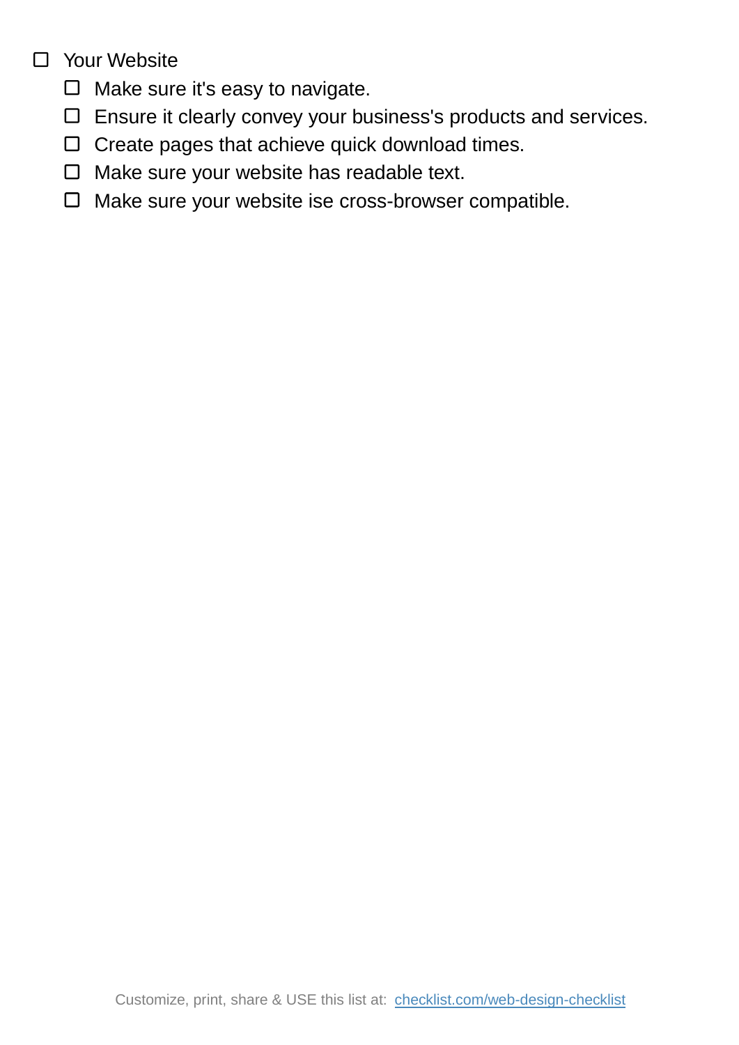- [ ] Your Website
  - [ ] Make sure it's easy to navigate.
  - [ ] Ensure it clearly convey your business's products and services.
  - [ ] Create pages that achieve quick download times.
  - [ ] Make sure your website has readable text.
  - [ ] Make sure your website ise cross-browser compatible.

Customize, print, share & USE this list at: [checklist.com/web-design-checklist](https://checklist.com/web-design-checklist)